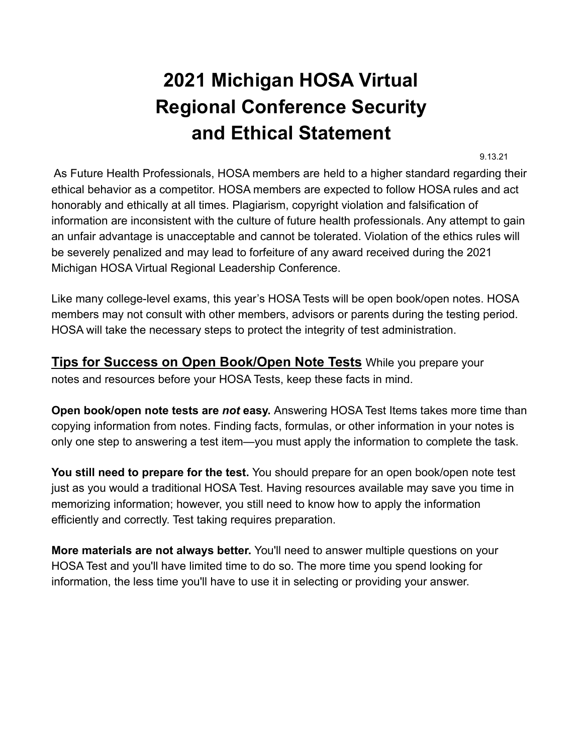# 2021 Michigan HOSA Virtual Regional Conference Security and Ethical Statement

9.13.21

As Future Health Professionals, HOSA members are held to a higher standard regarding their ethical behavior as a competitor. HOSA members are expected to follow HOSA rules and act honorably and ethically at all times. Plagiarism, copyright violation and falsification of information are inconsistent with the culture of future health professionals. Any attempt to gain an unfair advantage is unacceptable and cannot be tolerated. Violation of the ethics rules will be severely penalized and may lead to forfeiture of any award received during the 2021 Michigan HOSA Virtual Regional Leadership Conference.

Like many college-level exams, this year's HOSA Tests will be open book/open notes. HOSA members may not consult with other members, advisors or parents during the testing period. HOSA will take the necessary steps to protect the integrity of test administration.

**<u>Tips for Success on Open Book/Open Note Tests</u>** While you prepare your notes and resources before your HOSA Tests, keep these facts in mind.

**Open book/open note tests are *not* easy.** Answering HOSA Test Items takes more time than copying information from notes. Finding facts, formulas, or other information in your notes is only one step to answering a test item—you must apply the information to complete the task.

**You still need to prepare for the test.** You should prepare for an open book/open note test just as you would a traditional HOSA Test. Having resources available may save you time in memorizing information; however, you still need to know how to apply the information efficiently and correctly. Test taking requires preparation.

**More materials are not always better.** You'll need to answer multiple questions on your HOSA Test and you'll have limited time to do so. The more time you spend looking for information, the less time you'll have to use it in selecting or providing your answer.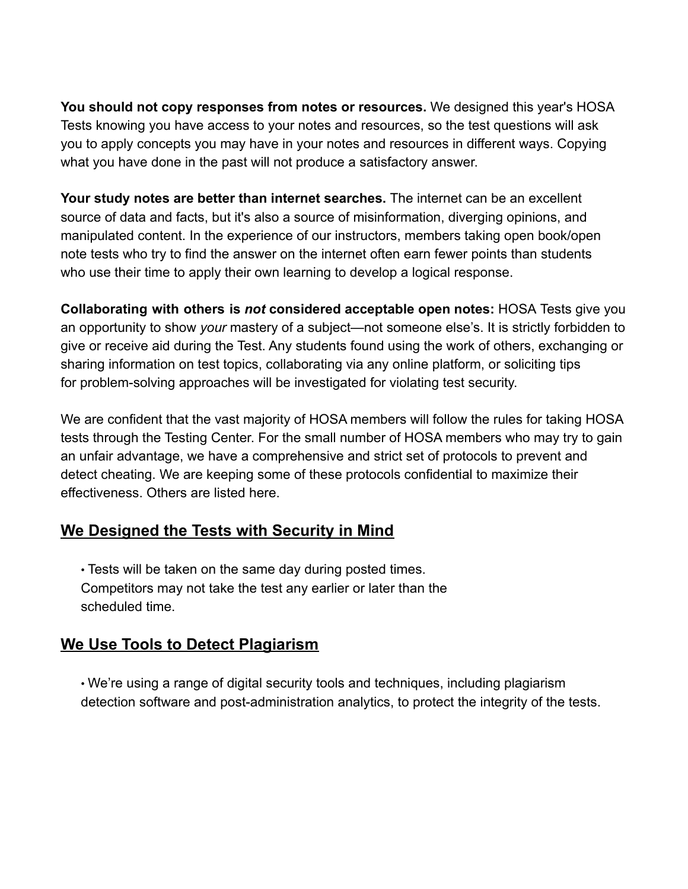**You should not copy responses from notes or resources.** We designed this year's HOSA Tests knowing you have access to your notes and resources, so the test questions will ask you to apply concepts you may have in your notes and resources in different ways. Copying what you have done in the past will not produce a satisfactory answer.

**Your study notes are better than internet searches.** The internet can be an excellent source of data and facts, but it's also a source of misinformation, diverging opinions, and manipulated content. In the experience of our instructors, members taking open book/open note tests who try to find the answer on the internet often earn fewer points than students who use their time to apply their own learning to develop a logical response.

**Collaborating with others is *not* considered acceptable open notes:** HOSA Tests give you an opportunity to show *your* mastery of a subject—not someone else's. It is strictly forbidden to give or receive aid during the Test. Any students found using the work of others, exchanging or sharing information on test topics, collaborating via any online platform, or soliciting tips for problem-solving approaches will be investigated for violating test security.

We are confident that the vast majority of HOSA members will follow the rules for taking HOSA tests through the Testing Center. For the small number of HOSA members who may try to gain an unfair advantage, we have a comprehensive and strict set of protocols to prevent and detect cheating. We are keeping some of these protocols confidential to maximize their effectiveness. Others are listed here.

## We Designed the Tests with Security in Mind

- Tests will be taken on the same day during posted times. Competitors may not take the test any earlier or later than the scheduled time.

## We Use Tools to Detect Plagiarism

- We're using a range of digital security tools and techniques, including plagiarism detection software and post-administration analytics, to protect the integrity of the tests.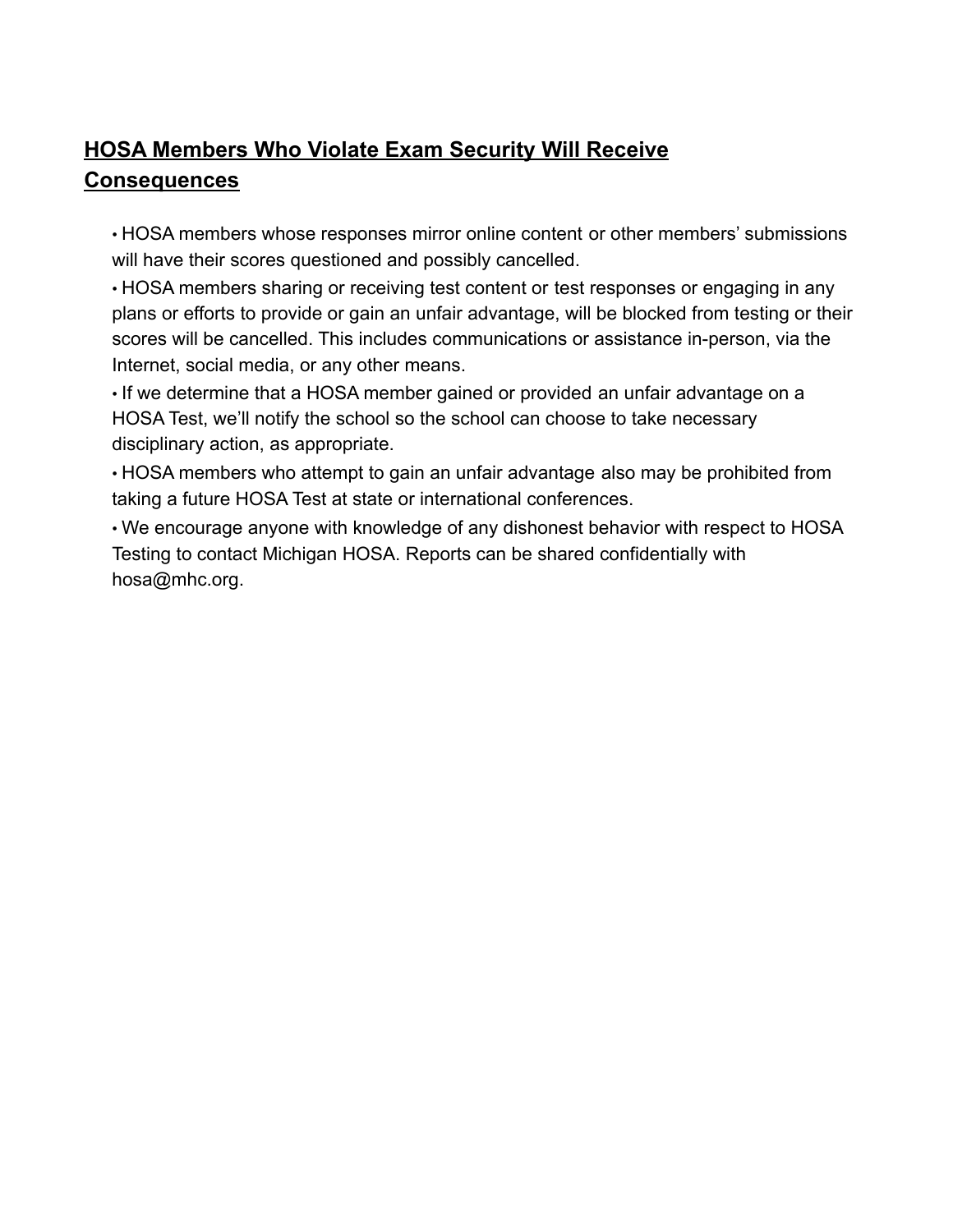## HOSA Members Who Violate Exam Security Will Receive Consequences

- HOSA members whose responses mirror online content or other members' submissions will have their scores questioned and possibly cancelled.
- HOSA members sharing or receiving test content or test responses or engaging in any plans or efforts to provide or gain an unfair advantage, will be blocked from testing or their scores will be cancelled. This includes communications or assistance in-person, via the Internet, social media, or any other means.
- If we determine that a HOSA member gained or provided an unfair advantage on a HOSA Test, we'll notify the school so the school can choose to take necessary disciplinary action, as appropriate.
- HOSA members who attempt to gain an unfair advantage also may be prohibited from taking a future HOSA Test at state or international conferences.
- We encourage anyone with knowledge of any dishonest behavior with respect to HOSA Testing to contact Michigan HOSA. Reports can be shared confidentially with hosa@mhc.org.